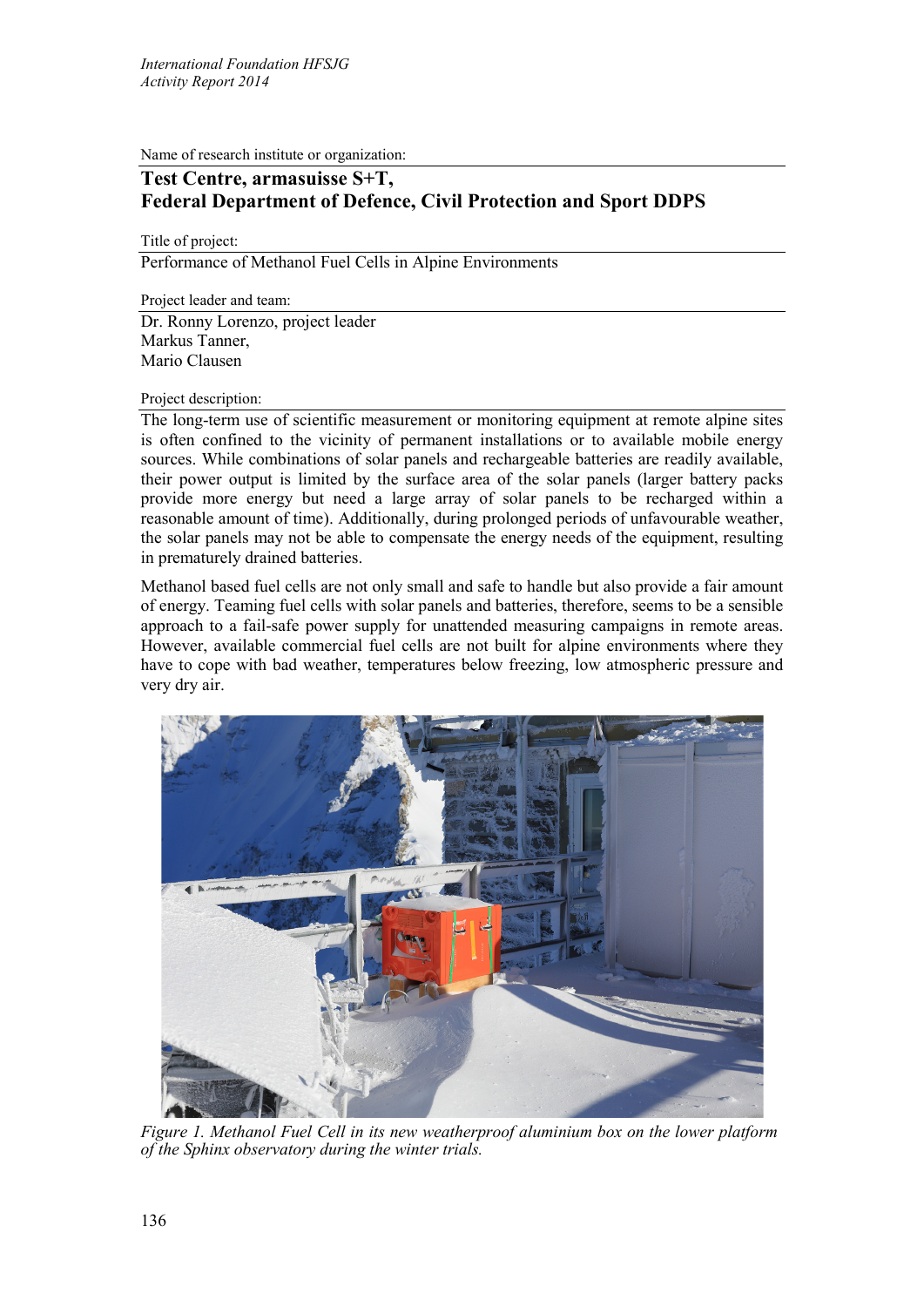Name of research institute or organization:

**Test Centre, armasuisse S+T,**
**Federal Department of Defence, Civil Protection and Sport DDPS**

Title of project:

Performance of Methanol Fuel Cells in Alpine Environments

Project leader and team:

Dr. Ronny Lorenzo, project leader
Markus Tanner,
Mario Clausen

Project description:

The long-term use of scientific measurement or monitoring equipment at remote alpine sites is often confined to the vicinity of permanent installations or to available mobile energy sources. While combinations of solar panels and rechargeable batteries are readily available, their power output is limited by the surface area of the solar panels (larger battery packs provide more energy but need a large array of solar panels to be recharged within a reasonable amount of time). Additionally, during prolonged periods of unfavourable weather, the solar panels may not be able to compensate the energy needs of the equipment, resulting in prematurely drained batteries.

Methanol based fuel cells are not only small and safe to handle but also provide a fair amount of energy. Teaming fuel cells with solar panels and batteries, therefore, seems to be a sensible approach to a fail-safe power supply for unattended measuring campaigns in remote areas. However, available commercial fuel cells are not built for alpine environments where they have to cope with bad weather, temperatures below freezing, low atmospheric pressure and very dry air.

*Figure 1. Methanol Fuel Cell in its new weatherproof aluminium box on the lower platform of the Sphinx observatory during the winter trials.*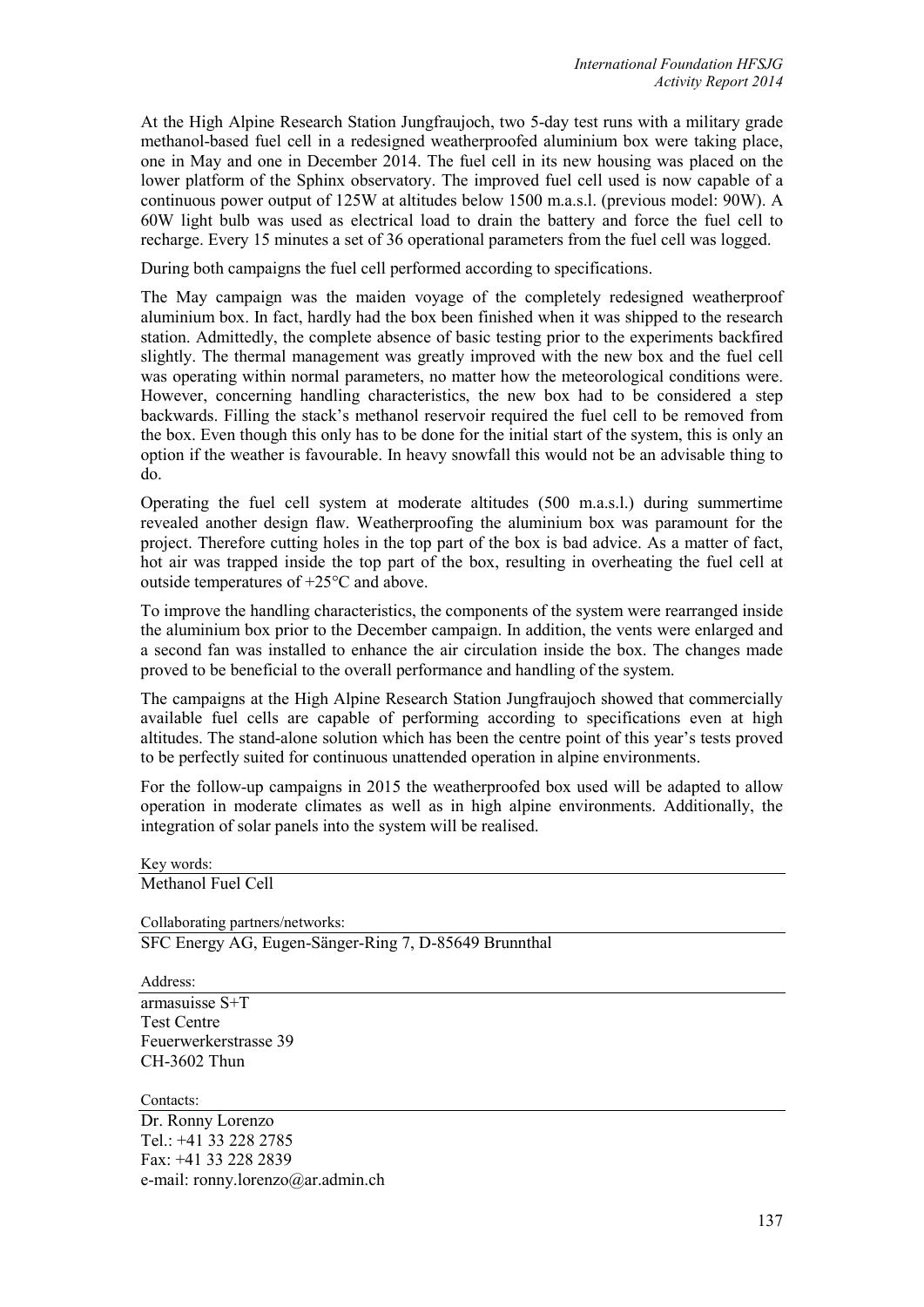At the High Alpine Research Station Jungfraujoch, two 5-day test runs with a military grade methanol-based fuel cell in a redesigned weatherproofed aluminium box were taking place, one in May and one in December 2014. The fuel cell in its new housing was placed on the lower platform of the Sphinx observatory. The improved fuel cell used is now capable of a continuous power output of 125W at altitudes below 1500 m.a.s.l. (previous model: 90W). A 60W light bulb was used as electrical load to drain the battery and force the fuel cell to recharge. Every 15 minutes a set of 36 operational parameters from the fuel cell was logged.

During both campaigns the fuel cell performed according to specifications.

The May campaign was the maiden voyage of the completely redesigned weatherproof aluminium box. In fact, hardly had the box been finished when it was shipped to the research station. Admittedly, the complete absence of basic testing prior to the experiments backfired slightly. The thermal management was greatly improved with the new box and the fuel cell was operating within normal parameters, no matter how the meteorological conditions were. However, concerning handling characteristics, the new box had to be considered a step backwards. Filling the stack's methanol reservoir required the fuel cell to be removed from the box. Even though this only has to be done for the initial start of the system, this is only an option if the weather is favourable. In heavy snowfall this would not be an advisable thing to do.

Operating the fuel cell system at moderate altitudes (500 m.a.s.l.) during summertime revealed another design flaw. Weatherproofing the aluminium box was paramount for the project. Therefore cutting holes in the top part of the box is bad advice. As a matter of fact, hot air was trapped inside the top part of the box, resulting in overheating the fuel cell at outside temperatures of +25°C and above.

To improve the handling characteristics, the components of the system were rearranged inside the aluminium box prior to the December campaign. In addition, the vents were enlarged and a second fan was installed to enhance the air circulation inside the box. The changes made proved to be beneficial to the overall performance and handling of the system.

The campaigns at the High Alpine Research Station Jungfraujoch showed that commercially available fuel cells are capable of performing according to specifications even at high altitudes. The stand-alone solution which has been the centre point of this year's tests proved to be perfectly suited for continuous unattended operation in alpine environments.

For the follow-up campaigns in 2015 the weatherproofed box used will be adapted to allow operation in moderate climates as well as in high alpine environments. Additionally, the integration of solar panels into the system will be realised.

Key words:

Methanol Fuel Cell

Collaborating partners/networks:

SFC Energy AG, Eugen-Sänger-Ring 7, D-85649 Brunnthal

Address:

armasuisse S+T
Test Centre
Feuerwerkerstrasse 39
CH-3602 Thun

Contacts:

Dr. Ronny Lorenzo
Tel.: +41 33 228 2785
Fax: +41 33 228 2839
e-mail: ronny.lorenzo@ar.admin.ch